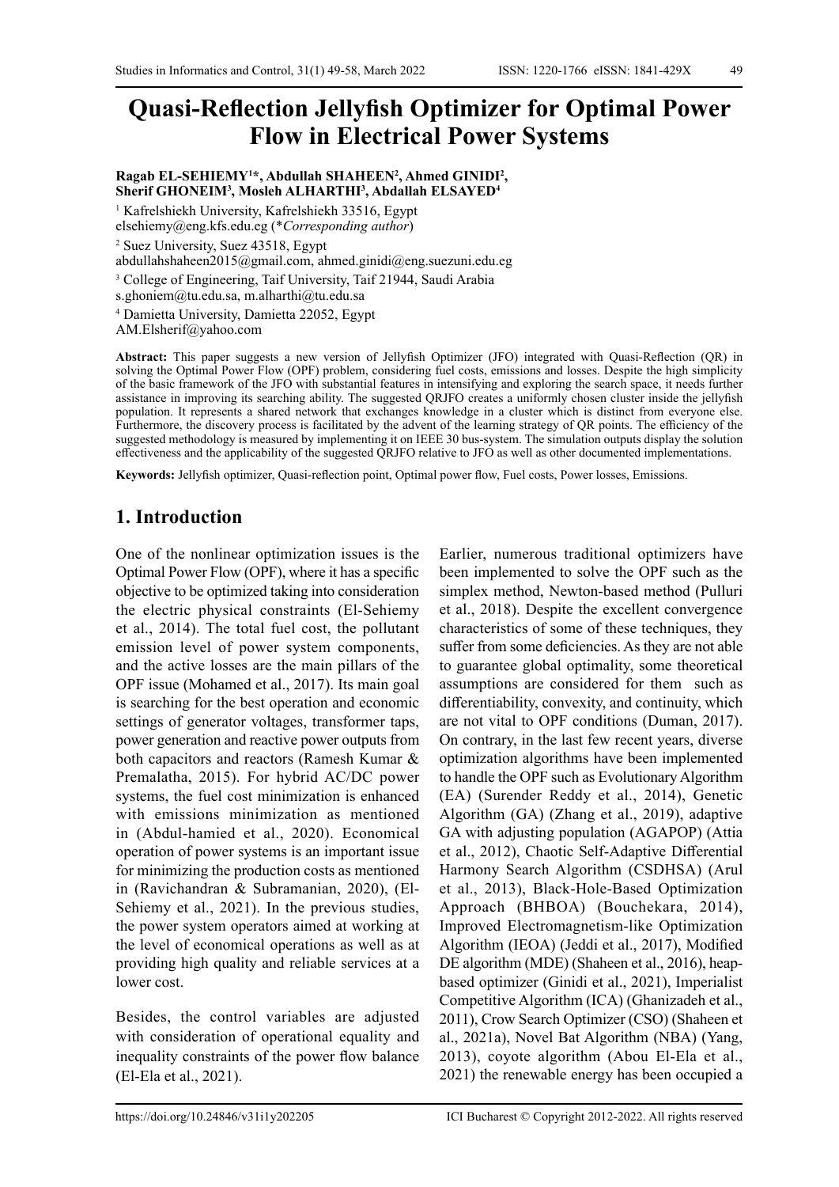# Quasi-Reflection Jellyfish Optimizer for Optimal Power Flow in Electrical Power Systems

**Ragab EL-SEHIEMY[1]*, Abdullah SHAHEEN[2], Ahmed GINIDI[2], Sherif GHONEIM[3], Mosleh ALHARTHI[3], Abdallah ELSAYED[4]**

[1] Kafrelshiekh University, Kafrelshiekh 33516, Egypt
elsehiemy@eng.kfs.edu.eg (*Corresponding author*)

[2] Suez University, Suez 43518, Egypt
abdullahshaheen2015@gmail.com, ahmed.ginidi@eng.suezuni.edu.eg

[3] College of Engineering, Taif University, Taif 21944, Saudi Arabia
s.ghoniem@tu.edu.sa, m.alharthi@tu.edu.sa

[4] Damietta University, Damietta 22052, Egypt
AM.Elsherif@yahoo.com

**Abstract:** This paper suggests a new version of Jellyfish Optimizer (JFO) integrated with Quasi-Reflection (QR) in solving the Optimal Power Flow (OPF) problem, considering fuel costs, emissions and losses. Despite the high simplicity of the basic framework of the JFO with substantial features in intensifying and exploring the search space, it needs further assistance in improving its searching ability. The suggested QRJFO creates a uniformly chosen cluster inside the jellyfish population. It represents a shared network that exchanges knowledge in a cluster which is distinct from everyone else. Furthermore, the discovery process is facilitated by the advent of the learning strategy of QR points. The efficiency of the suggested methodology is measured by implementing it on IEEE 30 bus-system. The simulation outputs display the solution effectiveness and the applicability of the suggested QRJFO relative to JFO as well as other documented implementations.

**Keywords:** Jellyfish optimizer, Quasi-reflection point, Optimal power flow, Fuel costs, Power losses, Emissions.

## 1. Introduction

One of the nonlinear optimization issues is the Optimal Power Flow (OPF), where it has a specific objective to be optimized taking into consideration the electric physical constraints (El-Sehiemy et al., 2014). The total fuel cost, the pollutant emission level of power system components, and the active losses are the main pillars of the OPF issue (Mohamed et al., 2017). Its main goal is searching for the best operation and economic settings of generator voltages, transformer taps, power generation and reactive power outputs from both capacitors and reactors (Ramesh Kumar & Premalatha, 2015). For hybrid AC/DC power systems, the fuel cost minimization is enhanced with emissions minimization as mentioned in (Abdul-hamied et al., 2020). Economical operation of power systems is an important issue for minimizing the production costs as mentioned in (Ravichandran & Subramanian, 2020), (El-Sehiemy et al., 2021). In the previous studies, the power system operators aimed at working at the level of economical operations as well as at providing high quality and reliable services at a lower cost.

Besides, the control variables are adjusted with consideration of operational equality and inequality constraints of the power flow balance (El-Ela et al., 2021).

Earlier, numerous traditional optimizers have been implemented to solve the OPF such as the simplex method, Newton-based method (Pulluri et al., 2018). Despite the excellent convergence characteristics of some of these techniques, they suffer from some deficiencies. As they are not able to guarantee global optimality, some theoretical assumptions are considered for them such as differentiability, convexity, and continuity, which are not vital to OPF conditions (Duman, 2017). On contrary, in the last few recent years, diverse optimization algorithms have been implemented to handle the OPF such as Evolutionary Algorithm (EA) (Surender Reddy et al., 2014), Genetic Algorithm (GA) (Zhang et al., 2019), adaptive GA with adjusting population (AGAPOP) (Attia et al., 2012), Chaotic Self-Adaptive Differential Harmony Search Algorithm (CSDHSA) (Arul et al., 2013), Black-Hole-Based Optimization Approach (BHBOA) (Bouchekara, 2014), Improved Electromagnetism-like Optimization Algorithm (IEOA) (Jeddi et al., 2017), Modified DE algorithm (MDE) (Shaheen et al., 2016), heap-based optimizer (Ginidi et al., 2021), Imperialist Competitive Algorithm (ICA) (Ghanizadeh et al., 2011), Crow Search Optimizer (CSO) (Shaheen et al., 2021a), Novel Bat Algorithm (NBA) (Yang, 2013), coyote algorithm (Abou El-Ela et al., 2021) the renewable energy has been occupied a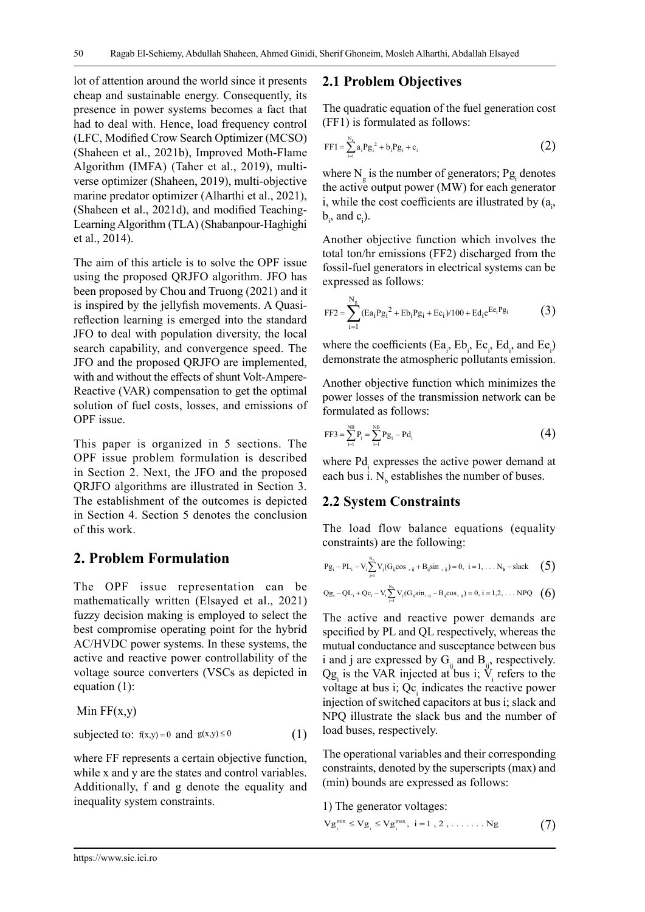lot of attention around the world since it presents cheap and sustainable energy. Consequently, its presence in power systems becomes a fact that had to deal with. Hence, load frequency control (LFC, Modified Crow Search Optimizer (MCSO) (Shaheen et al., 2021b), Improved Moth-Flame Algorithm (IMFA) (Taher et al., 2019), multi-verse optimizer (Shaheen, 2019), multi-objective marine predator optimizer (Alharthi et al., 2021), (Shaheen et al., 2021d), and modified Teaching-Learning Algorithm (TLA) (Shabanpour-Haghighi et al., 2014).

The aim of this article is to solve the OPF issue using the proposed QRJFO algorithm. JFO has been proposed by Chou and Truong (2021) and it is inspired by the jellyfish movements. A Quasi-reflection learning is emerged into the standard JFO to deal with population diversity, the local search capability, and convergence speed. The JFO and the proposed QRJFO are implemented, with and without the effects of shunt Volt-Ampere-Reactive (VAR) compensation to get the optimal solution of fuel costs, losses, and emissions of OPF issue.

This paper is organized in 5 sections. The OPF issue problem formulation is described in Section 2. Next, the JFO and the proposed QRJFO algorithms are illustrated in Section 3. The establishment of the outcomes is depicted in Section 4. Section 5 denotes the conclusion of this work.

## 2. Problem Formulation

The OPF issue representation can be mathematically written (Elsayed et al., 2021) fuzzy decision making is employed to select the best compromise operating point for the hybrid AC/HVDC power systems. In these systems, the active and reactive power controllability of the voltage source converters (VSCs as depicted in equation (1):

$$\text{Min } FF(x,y)$$

$$\text{subjected to: } f(x,y)=0 \text{ and } g(x,y)\leq 0 \tag{1}$$

where FF represents a certain objective function, while x and y are the states and control variables. Additionally, f and g denote the equality and inequality system constraints.

### 2.1 Problem Objectives

The quadratic equation of the fuel generation cost (FF1) is formulated as follows:

$$FF1=\sum_{i=1}^{N_g} a_i Pg_i^2 + b_i Pg_i + c_i \tag{2}$$

where $N_g$ is the number of generators; $Pg_i$ denotes the active output power (MW) for each generator i, while the cost coefficients are illustrated by ($a_i$, $b_i$, and $c_i$).

Another objective function which involves the total ton/hr emissions (FF2) discharged from the fossil-fuel generators in electrical systems can be expressed as follows:

$$FF2=\sum_{i=1}^{N_g} (Ea_i Pg_i^2 + Eb_i Pg_i + Ec_i)/100 + Ed_i e^{Ee_i Pg_i} \tag{3}$$

where the coefficients ($Ea_i$, $Eb_i$, $Ec_i$, $Ed_i$, and $Ee_i$) demonstrate the atmospheric pollutants emission.

Another objective function which minimizes the power losses of the transmission network can be formulated as follows:

$$FF3=\sum_{i=1}^{NB} P_i = \sum_{i=1}^{NB} Pg_i - Pd_i \tag{4}$$

where $Pd_i$ expresses the active power demand at each bus i. $N_b$ establishes the number of buses.

### 2.2 System Constraints

The load flow balance equations (equality constraints) are the following:

$$Pg_i - PL_i - V_i \sum_{j=1}^{N_b} V_j (G_{ij}\cos_{,ij} + B_{ij}\sin_{,ij}) = 0,\ i=1,\dots N_b - \text{slack} \tag{5}$$

$$Qg_i - QL_i + Qc_i - V_i \sum_{j=1}^{N_b} V_j (G_{ij}\sin_{,ij} - B_{ij}\cos_{,ij}) = 0,\ i=1,2,\dots NPQ \tag{6}$$

The active and reactive power demands are specified by PL and QL respectively, whereas the mutual conductance and susceptance between bus i and j are expressed by $G_{ij}$ and $B_{ij}$, respectively. $Qg_i$ is the VAR injected at bus i; $V_i$ refers to the voltage at bus i; $Qc_i$ indicates the reactive power injection of switched capacitors at bus i; slack and NPQ illustrate the slack bus and the number of load buses, respectively.

The operational variables and their corresponding constraints, denoted by the superscripts (max) and (min) bounds are expressed as follows:

1) The generator voltages:

$$Vg_i^{\min} \leq Vg_i \leq Vg_i^{\max},\ i=1,2,\dots\dots\dots Ng \tag{7}$$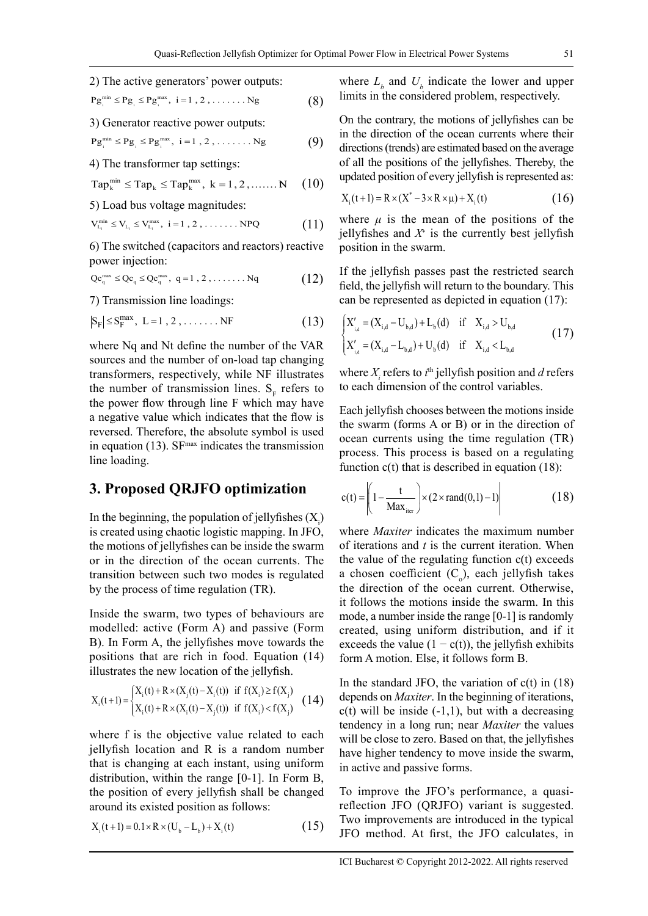2) The active generators' power outputs:

$$Pg_{i}^{min} \le Pg_{i} \le Pg_{i}^{max},\ i=1,2,.......Ng \tag{8}$$

3) Generator reactive power outputs:

$$Pg_{i}^{min} \le Pg_{i} \le Pg_{i}^{max},\ i=1,2,.......Ng \tag{9}$$

4) The transformer tap settings:

$$Tap_{k}^{min} \le Tap_{k} \le Tap_{k}^{max},\ k=1,2,.......N \tag{10}$$

5) Load bus voltage magnitudes:

$$V_{L_i}^{min} \le V_{L_i} \le V_{L_i}^{max},\ i=1,2,.......NPQ \tag{11}$$

6) The switched (capacitors and reactors) reactive power injection:

$$Qc_{q}^{max} \le Qc_{q} \le Qc_{q}^{max},\ q=1,2,.......Nq \tag{12}$$

7) Transmission line loadings:

$$|S_F| \le S_F^{max},\ L=1,2,.......NF \tag{13}$$

where Nq and Nt define the number of the VAR sources and the number of on-load tap changing transformers, respectively, while NF illustrates the number of transmission lines. $S_F$ refers to the power flow through line F which may have a negative value which indicates that the flow is reversed. Therefore, the absolute symbol is used in equation (13). $SF^{max}$ indicates the transmission line loading.

## 3. Proposed QRJFO optimization

In the beginning, the population of jellyfishes ($X_i$) is created using chaotic logistic mapping. In JFO, the motions of jellyfishes can be inside the swarm or in the direction of the ocean currents. The transition between such two modes is regulated by the process of time regulation (TR).

Inside the swarm, two types of behaviours are modelled: active (Form A) and passive (Form B). In Form A, the jellyfishes move towards the positions that are rich in food. Equation (14) illustrates the new location of the jellyfish.

$$X_i(t+1)=\begin{cases} X_i(t)+R\times(X_j(t)-X_i(t)) & \text{if } f(X_i)\ge f(X_j) \\ X_i(t)+R\times(X_i(t)-X_j(t)) & \text{if } f(X_i)< f(X_j) \end{cases} \tag{14}$$

where f is the objective value related to each jellyfish location and R is a random number that is changing at each instant, using uniform distribution, within the range [0-1]. In Form B, the position of every jellyfish shall be changed around its existed position as follows:

$$X_i(t+1)=0.1\times R\times(U_b-L_b)+X_i(t) \tag{15}$$

where $L_b$ and $U_b$ indicate the lower and upper limits in the considered problem, respectively.

On the contrary, the motions of jellyfishes can be in the direction of the ocean currents where their directions (trends) are estimated based on the average of all the positions of the jellyfishes. Thereby, the updated position of every jellyfish is represented as:

$$X_i(t+1)=R\times(X^*-3\times R\times\mu)+X_i(t) \tag{16}$$

where $\mu$ is the mean of the positions of the jellyfishes and $X^*$ is the currently best jellyfish position in the swarm.

If the jellyfish passes past the restricted search field, the jellyfish will return to the boundary. This can be represented as depicted in equation (17):

$$\begin{cases} X'_{i,d}=(X_{i,d}-U_{b,d})+L_b(d) & \text{if } X_{i,d}>U_{b,d} \\ X'_{i,d}=(X_{i,d}-L_{b,d})+U_b(d) & \text{if } X_{i,d}<L_{b,d} \end{cases} \tag{17}$$

where $X_i$ refers to $i^{th}$ jellyfish position and $d$ refers to each dimension of the control variables.

Each jellyfish chooses between the motions inside the swarm (forms A or B) or in the direction of ocean currents using the time regulation (TR) process. This process is based on a regulating function c(t) that is described in equation (18):

$$c(t)=\left|\left(1-\frac{t}{Max_{iter}}\right)\times(2\times rand(0,1)-1)\right| \tag{18}$$

where *Maxiter* indicates the maximum number of iterations and *t* is the current iteration. When the value of the regulating function c(t) exceeds a chosen coefficient ($C_o$), each jellyfish takes the direction of the ocean current. Otherwise, it follows the motions inside the swarm. In this mode, a number inside the range [0-1] is randomly created, using uniform distribution, and if it exceeds the value (1 − c(t)), the jellyfish exhibits form A motion. Else, it follows form B.

In the standard JFO, the variation of c(t) in (18) depends on *Maxiter*. In the beginning of iterations, c(t) will be inside (-1,1), but with a decreasing tendency in a long run; near *Maxiter* the values will be close to zero. Based on that, the jellyfishes have higher tendency to move inside the swarm, in active and passive forms.

To improve the JFO's performance, a quasi-reflection JFO (QRJFO) variant is suggested. Two improvements are introduced in the typical JFO method. At first, the JFO calculates, in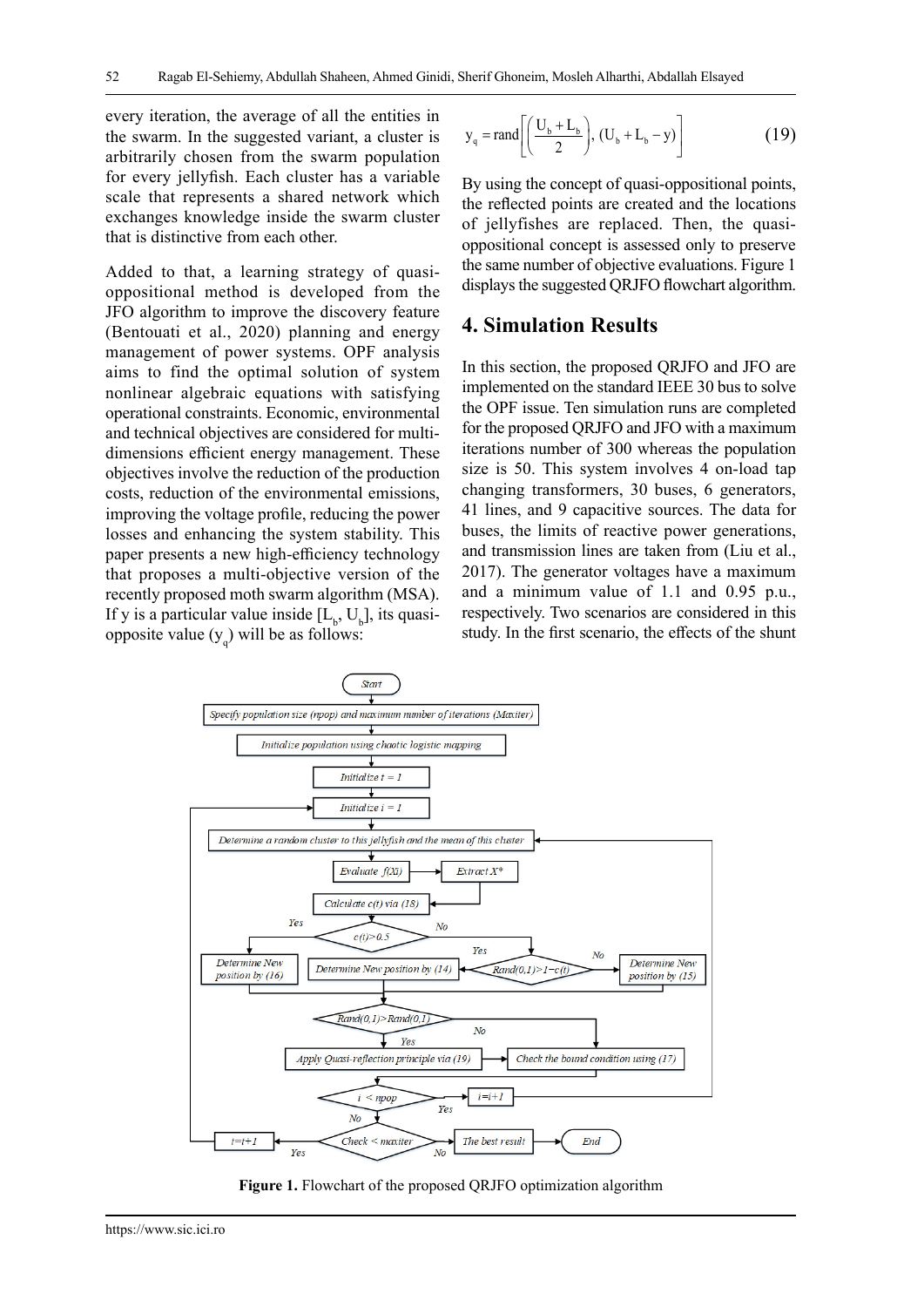every iteration, the average of all the entities in the swarm. In the suggested variant, a cluster is arbitrarily chosen from the swarm population for every jellyfish. Each cluster has a variable scale that represents a shared network which exchanges knowledge inside the swarm cluster that is distinctive from each other.

Added to that, a learning strategy of quasi-oppositional method is developed from the JFO algorithm to improve the discovery feature (Bentouati et al., 2020) planning and energy management of power systems. OPF analysis aims to find the optimal solution of system nonlinear algebraic equations with satisfying operational constraints. Economic, environmental and technical objectives are considered for multi-dimensions efficient energy management. These objectives involve the reduction of the production costs, reduction of the environmental emissions, improving the voltage profile, reducing the power losses and enhancing the system stability. This paper presents a new high-efficiency technology that proposes a multi-objective version of the recently proposed moth swarm algorithm (MSA). If y is a particular value inside $[L_b, U_b]$, its quasi-opposite value ($y_q$) will be as follows:

$$y_q = \text{rand}\left[\left(\frac{U_b + L_b}{2}\right), (U_b + L_b - y)\right] \tag{19}$$

By using the concept of quasi-oppositional points, the reflected points are created and the locations of jellyfishes are replaced. Then, the quasi-oppositional concept is assessed only to preserve the same number of objective evaluations. Figure 1 displays the suggested QRJFO flowchart algorithm.

## 4. Simulation Results

In this section, the proposed QRJFO and JFO are implemented on the standard IEEE 30 bus to solve the OPF issue. Ten simulation runs are completed for the proposed QRJFO and JFO with a maximum iterations number of 300 whereas the population size is 50. This system involves 4 on-load tap changing transformers, 30 buses, 6 generators, 41 lines, and 9 capacitive sources. The data for buses, the limits of reactive power generations, and transmission lines are taken from (Liu et al., 2017). The generator voltages have a maximum and a minimum value of 1.1 and 0.95 p.u., respectively. Two scenarios are considered in this study. In the first scenario, the effects of the shunt

Start
Specify population size (npop) and maximum number of iterations (Maxiter)
Initialize population using chaotic logistic mapping
Initialize t = 1
Initialize i = 1
Determine a random cluster to this jellyfish and the mean of this cluster
Evaluate f(Xi)
Extract X*
Calculate c(t) via (18)
c(t)>0.5
Yes
No
Determine New position by (16)
Determine New position by (14)
Rand(0,1)>1−c(t)
Yes
No
Determine New position by (15)
Rand(0,1)>Rand(0,1)
Yes
No
Apply Quasi-reflection principle via (19)
Check the bound condition using (17)
i < npop
Yes
i=i+1
No
Check < maxiter
Yes
t=t+1
No
The best result
End

**Figure 1.** Flowchart of the proposed QRJFO optimization algorithm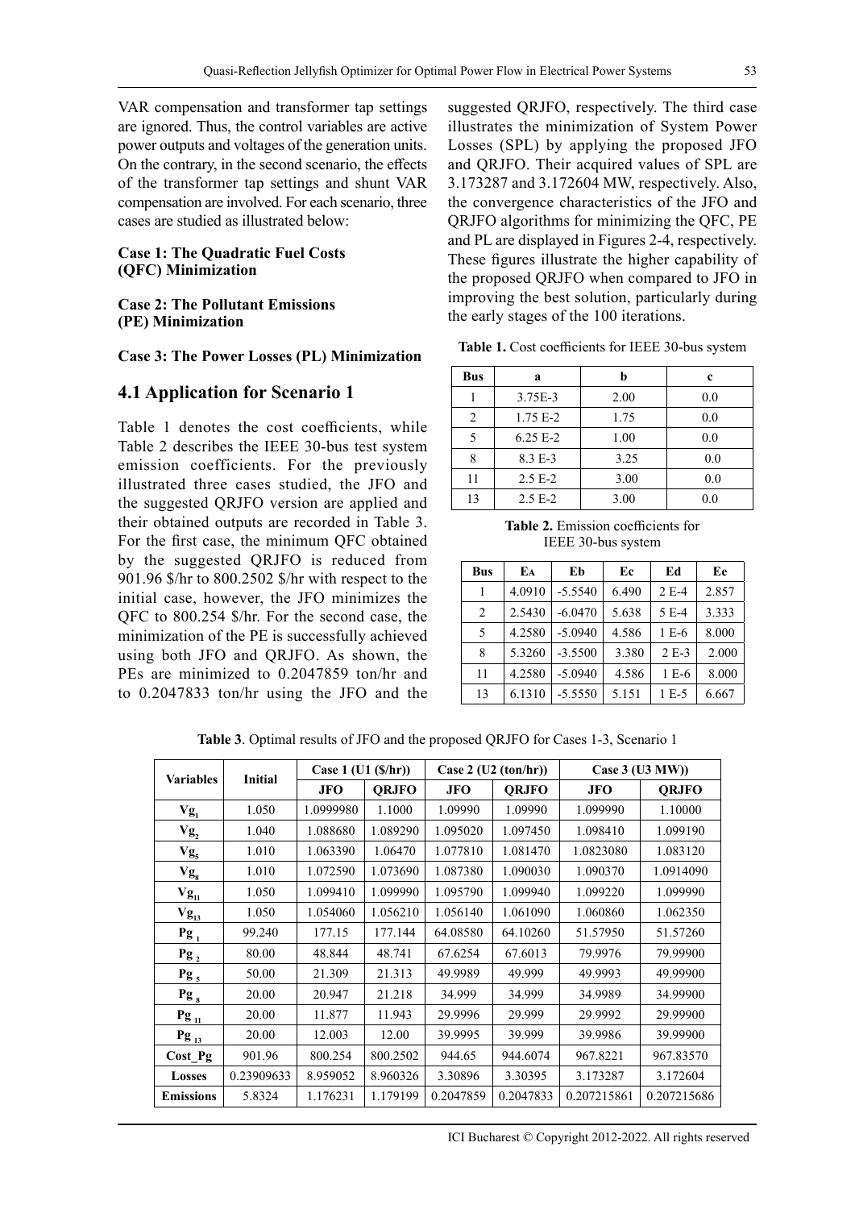VAR compensation and transformer tap settings are ignored. Thus, the control variables are active power outputs and voltages of the generation units. On the contrary, in the second scenario, the effects of the transformer tap settings and shunt VAR compensation are involved. For each scenario, three cases are studied as illustrated below:

**Case 1: The Quadratic Fuel Costs (QFC) Minimization**

**Case 2: The Pollutant Emissions (PE) Minimization**

**Case 3: The Power Losses (PL) Minimization**

## 4.1 Application for Scenario 1

Table 1 denotes the cost coefficients, while Table 2 describes the IEEE 30-bus test system emission coefficients. For the previously illustrated three cases studied, the JFO and the suggested QRJFO version are applied and their obtained outputs are recorded in Table 3. For the first case, the minimum QFC obtained by the suggested QRJFO is reduced from 901.96 $/hr to 800.2502 $/hr with respect to the initial case, however, the JFO minimizes the QFC to 800.254 $/hr. For the second case, the minimization of the PE is successfully achieved using both JFO and QRJFO. As shown, the PEs are minimized to 0.2047859 ton/hr and to 0.2047833 ton/hr using the JFO and the suggested QRJFO, respectively. The third case illustrates the minimization of System Power Losses (SPL) by applying the proposed JFO and QRJFO. Their acquired values of SPL are 3.173287 and 3.172604 MW, respectively. Also, the convergence characteristics of the JFO and QRJFO algorithms for minimizing the QFC, PE and PL are displayed in Figures 2-4, respectively. These figures illustrate the higher capability of the proposed QRJFO when compared to JFO in improving the best solution, particularly during the early stages of the 100 iterations.

**Table 1.** Cost coefficients for IEEE 30-bus system

| Bus | a | b | c |
|---|---|---|---|
| 1 | 3.75E-3 | 2.00 | 0.0 |
| 2 | 1.75 E-2 | 1.75 | 0.0 |
| 5 | 6.25 E-2 | 1.00 | 0.0 |
| 8 | 8.3 E-3 | 3.25 | 0.0 |
| 11 | 2.5 E-2 | 3.00 | 0.0 |
| 13 | 2.5 E-2 | 3.00 | 0.0 |

**Table 2.** Emission coefficients for IEEE 30-bus system

| Bus | Ea | Eb | Ec | Ed | Ee |
|---|---|---|---|---|---|
| 1 | 4.0910 | -5.5540 | 6.490 | 2 E-4 | 2.857 |
| 2 | 2.5430 | -6.0470 | 5.638 | 5 E-4 | 3.333 |
| 5 | 4.2580 | -5.0940 | 4.586 | 1 E-6 | 8.000 |
| 8 | 5.3260 | -3.5500 | 3.380 | 2 E-3 | 2.000 |
| 11 | 4.2580 | -5.0940 | 4.586 | 1 E-6 | 8.000 |
| 13 | 6.1310 | -5.5550 | 5.151 | 1 E-5 | 6.667 |

**Table 3**. Optimal results of JFO and the proposed QRJFO for Cases 1-3, Scenario 1

| Variables | Initial | Case 1 (U1 ($/hr)) | | Case 2 (U2 (ton/hr)) | | Case 3 (U3 MW)) | |
|---|---|---|---|---|---|---|---|
| | | JFO | QRJFO | JFO | QRJFO | JFO | QRJFO |
| $Vg_1$ | 1.050 | 1.0999980 | 1.1000 | 1.09990 | 1.09990 | 1.099990 | 1.10000 |
| $Vg_2$ | 1.040 | 1.088680 | 1.089290 | 1.095020 | 1.097450 | 1.098410 | 1.099190 |
| $Vg_5$ | 1.010 | 1.063390 | 1.06470 | 1.077810 | 1.081470 | 1.0823080 | 1.083120 |
| $Vg_8$ | 1.010 | 1.072590 | 1.073690 | 1.087380 | 1.090030 | 1.090370 | 1.0914090 |
| $Vg_{11}$ | 1.050 | 1.099410 | 1.099990 | 1.095790 | 1.099940 | 1.099220 | 1.099990 |
| $Vg_{13}$ | 1.050 | 1.054060 | 1.056210 | 1.056140 | 1.061090 | 1.060860 | 1.062350 |
| $Pg_1$ | 99.240 | 177.15 | 177.144 | 64.08580 | 64.10260 | 51.57950 | 51.57260 |
| $Pg_2$ | 80.00 | 48.844 | 48.741 | 67.6254 | 67.6013 | 79.9976 | 79.99900 |
| $Pg_5$ | 50.00 | 21.309 | 21.313 | 49.9989 | 49.999 | 49.9993 | 49.99900 |
| $Pg_8$ | 20.00 | 20.947 | 21.218 | 34.999 | 34.999 | 34.9989 | 34.99900 |
| $Pg_{11}$ | 20.00 | 11.877 | 11.943 | 29.9996 | 29.999 | 29.9992 | 29.99900 |
| $Pg_{13}$ | 20.00 | 12.003 | 12.00 | 39.9995 | 39.999 | 39.9986 | 39.99900 |
| Cost_Pg | 901.96 | 800.254 | 800.2502 | 944.65 | 944.6074 | 967.8221 | 967.83570 |
| Losses | 0.23909633 | 8.959052 | 8.960326 | 3.30896 | 3.30395 | 3.173287 | 3.172604 |
| Emissions | 5.8324 | 1.176231 | 1.179199 | 0.2047859 | 0.2047833 | 0.207215861 | 0.207215686 |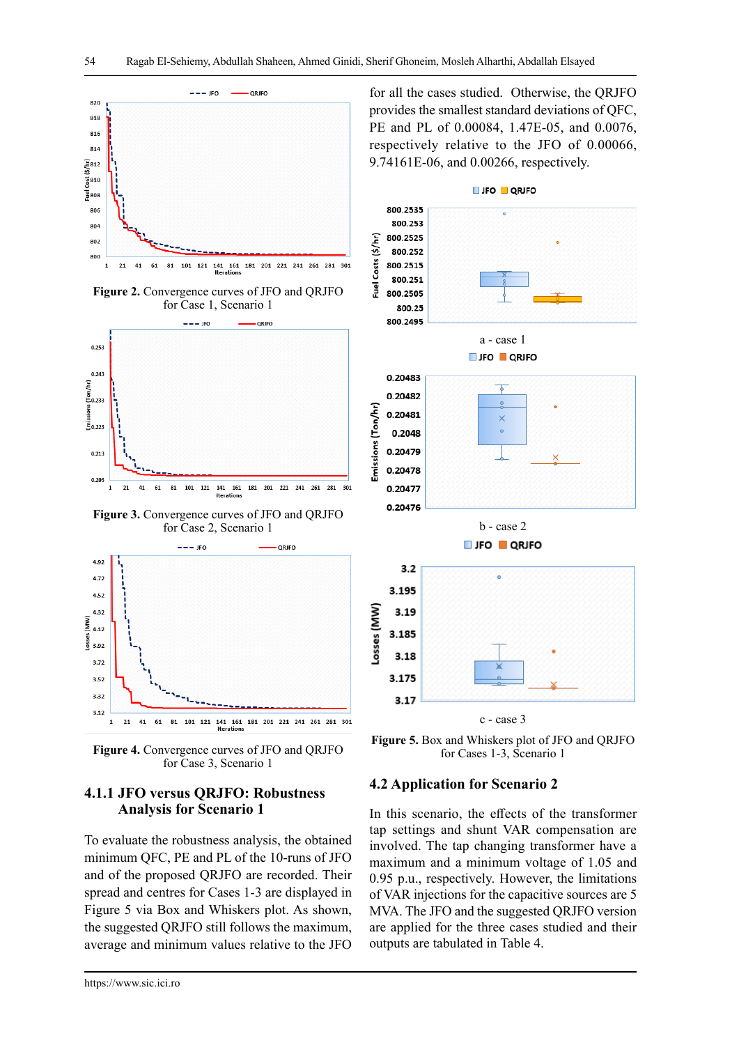--- JFO  — QRJFO

820
818
816
814
812
810
808
806
804
802
800

Fuel Cost ($/hr)

1 21 41 61 81 101 121 141 161 181 201 221 241 261 281 301

Iterations

**Figure 2.** Convergence curves of JFO and QRJFO for Case 1, Scenario 1

--- JFO  — QRJFO

0.253
0.243
0.233
0.223
0.213
0.203

Emissions (Ton/hr)

1 21 41 61 81 101 121 141 161 181 201 221 241 261 281 301

Iterations

**Figure 3.** Convergence curves of JFO and QRJFO for Case 2, Scenario 1

--- JFO  — QRJFO

4.92
4.72
4.52
4.32
4.12
3.92
3.72
3.52
3.32
3.12

Losses (MW)

1 21 41 61 81 101 121 141 161 181 201 221 241 261 281 301

Iterations

**Figure 4.** Convergence curves of JFO and QRJFO for Case 3, Scenario 1

### 4.1.1 JFO versus QRJFO: Robustness Analysis for Scenario 1

To evaluate the robustness analysis, the obtained minimum QFC, PE and PL of the 10-runs of JFO and of the proposed QRJFO are recorded. Their spread and centres for Cases 1-3 are displayed in Figure 5 via Box and Whiskers plot. As shown, the suggested QRJFO still follows the maximum, average and minimum values relative to the JFO for all the cases studied. Otherwise, the QRJFO provides the smallest standard deviations of QFC, PE and PL of 0.00084, 1.47E-05, and 0.0076, respectively relative to the JFO of 0.00066, 9.74161E-06, and 0.00266, respectively.

JFO  QRJFO

800.2535
800.253
800.2525
800.252
800.2515
800.251
800.2505
800.25
800.2495

Fuel Costs ($/hr)

a - case 1

JFO  QRJFO

0.20483
0.20482
0.20481
0.2048
0.20479
0.20478
0.20477
0.20476

Emissions (Ton/hr)

b - case 2

JFO  QRJFO

3.2
3.195
3.19
3.185
3.18
3.175
3.17

Losses (MW)

c - case 3

**Figure 5.** Box and Whiskers plot of JFO and QRJFO for Cases 1-3, Scenario 1

## 4.2 Application for Scenario 2

In this scenario, the effects of the transformer tap settings and shunt VAR compensation are involved. The tap changing transformer have a maximum and a minimum voltage of 1.05 and 0.95 p.u., respectively. However, the limitations of VAR injections for the capacitive sources are 5 MVA. The JFO and the suggested QRJFO version are applied for the three cases studied and their outputs are tabulated in Table 4.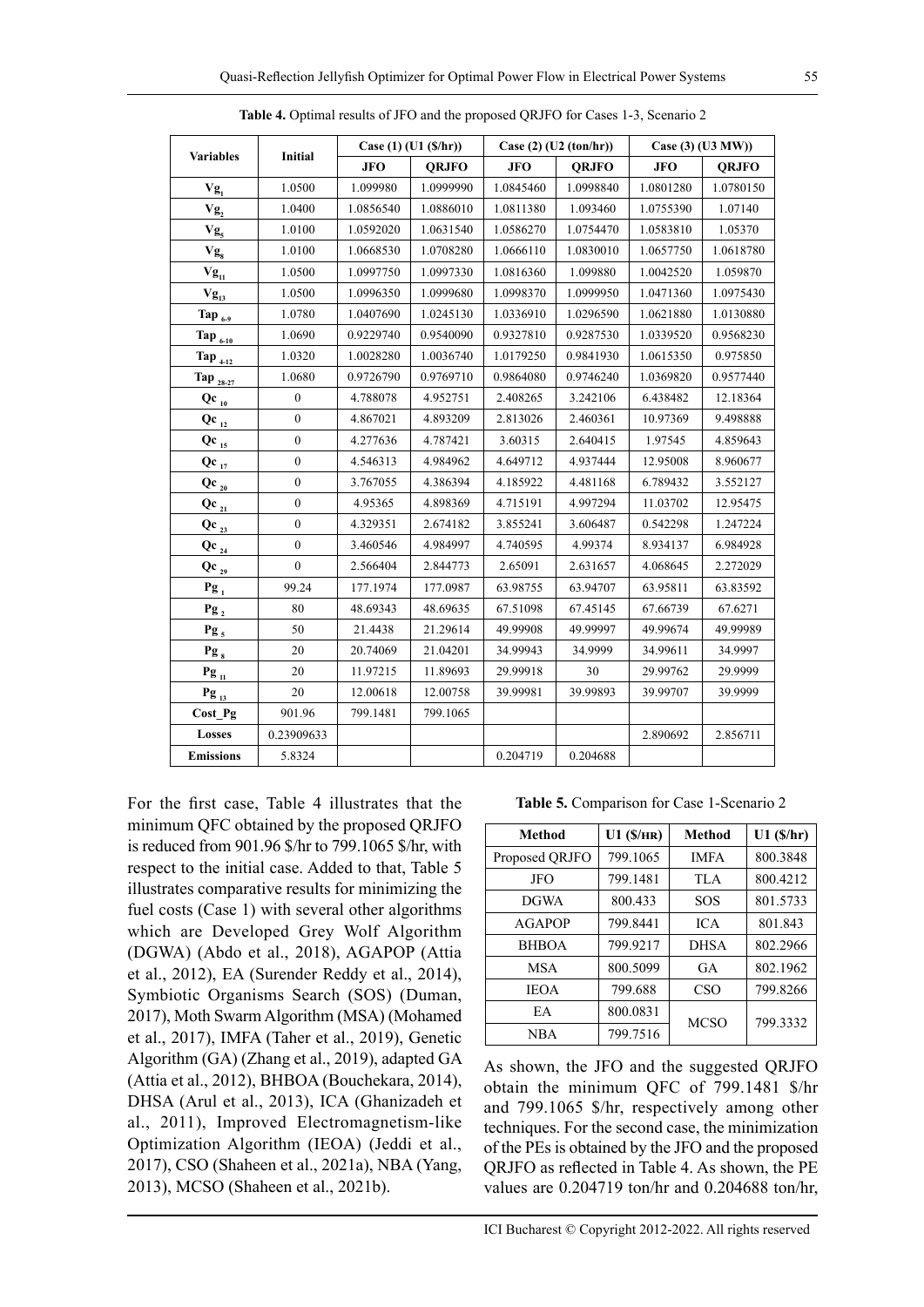**Table 4.** Optimal results of JFO and the proposed QRJFO for Cases 1-3, Scenario 2

| Variables | Initial | Case (1) (U1 ($/hr)) | | Case (2) (U2 (ton/hr)) | | Case (3) (U3 MW)) | |
|---|---|---|---|---|---|---|---|
| | | JFO | QRJFO | JFO | QRJFO | JFO | QRJFO |
| $Vg_1$ | 1.0500 | 1.099980 | 1.0999990 | 1.0845460 | 1.0998840 | 1.0801280 | 1.0780150 |
| $Vg_2$ | 1.0400 | 1.0856540 | 1.0886010 | 1.0811380 | 1.093460 | 1.0755390 | 1.07140 |
| $Vg_5$ | 1.0100 | 1.0592020 | 1.0631540 | 1.0586270 | 1.0754470 | 1.0583810 | 1.05370 |
| $Vg_8$ | 1.0100 | 1.0668530 | 1.0708280 | 1.0666110 | 1.0830010 | 1.0657750 | 1.0618780 |
| $Vg_{11}$ | 1.0500 | 1.0997750 | 1.0997330 | 1.0816360 | 1.099880 | 1.0042520 | 1.059870 |
| $Vg_{13}$ | 1.0500 | 1.0996350 | 1.0999680 | 1.0998370 | 1.0999950 | 1.0471360 | 1.0975430 |
| $Tap_{6-9}$ | 1.0780 | 1.0407690 | 1.0245130 | 1.0336910 | 1.0296590 | 1.0621880 | 1.0130880 |
| $Tap_{6-10}$ | 1.0690 | 0.9229740 | 0.9540090 | 0.9327810 | 0.9287530 | 1.0339520 | 0.9568230 |
| $Tap_{4-12}$ | 1.0320 | 1.0028280 | 1.0036740 | 1.0179250 | 0.9841930 | 1.0615350 | 0.975850 |
| $Tap_{28-27}$ | 1.0680 | 0.9726790 | 0.9769710 | 0.9864080 | 0.9746240 | 1.0369820 | 0.9577440 |
| $Qc_{10}$ | 0 | 4.788078 | 4.952751 | 2.408265 | 3.242106 | 6.438482 | 12.18364 |
| $Qc_{12}$ | 0 | 4.867021 | 4.893209 | 2.813026 | 2.460361 | 10.97369 | 9.498888 |
| $Qc_{15}$ | 0 | 4.277636 | 4.787421 | 3.60315 | 2.640415 | 1.97545 | 4.859643 |
| $Qc_{17}$ | 0 | 4.546313 | 4.984962 | 4.649712 | 4.937444 | 12.95008 | 8.960677 |
| $Qc_{20}$ | 0 | 3.767055 | 4.386394 | 4.185922 | 4.481168 | 6.789432 | 3.552127 |
| $Qc_{21}$ | 0 | 4.95365 | 4.898369 | 4.715191 | 4.997294 | 11.03702 | 12.95475 |
| $Qc_{23}$ | 0 | 4.329351 | 2.674182 | 3.855241 | 3.606487 | 0.542298 | 1.247224 |
| $Qc_{24}$ | 0 | 3.460546 | 4.984997 | 4.740595 | 4.99374 | 8.934137 | 6.984928 |
| $Qc_{29}$ | 0 | 2.566404 | 2.844773 | 2.65091 | 2.631657 | 4.068645 | 2.272029 |
| $Pg_1$ | 99.24 | 177.1974 | 177.0987 | 63.98755 | 63.94707 | 63.95811 | 63.83592 |
| $Pg_2$ | 80 | 48.69343 | 48.69635 | 67.51098 | 67.45145 | 67.66739 | 67.6271 |
| $Pg_5$ | 50 | 21.4438 | 21.29614 | 49.99908 | 49.99997 | 49.99674 | 49.99989 |
| $Pg_8$ | 20 | 20.74069 | 21.04201 | 34.99943 | 34.9999 | 34.99611 | 34.9997 |
| $Pg_{11}$ | 20 | 11.97215 | 11.89693 | 29.99918 | 30 | 29.99762 | 29.9999 |
| $Pg_{13}$ | 20 | 12.00618 | 12.00758 | 39.99981 | 39.99893 | 39.99707 | 39.9999 |
| Cost_Pg | 901.96 | 799.1481 | 799.1065 | | | | |
| Losses | 0.23909633 | | | | | 2.890692 | 2.856711 |
| Emissions | 5.8324 | | | 0.204719 | 0.204688 | | |

For the first case, Table 4 illustrates that the minimum QFC obtained by the proposed QRJFO is reduced from 901.96 $/hr to 799.1065 $/hr, with respect to the initial case. Added to that, Table 5 illustrates comparative results for minimizing the fuel costs (Case 1) with several other algorithms which are Developed Grey Wolf Algorithm (DGWA) (Abdo et al., 2018), AGAPOP (Attia et al., 2012), EA (Surender Reddy et al., 2014), Symbiotic Organisms Search (SOS) (Duman, 2017), Moth Swarm Algorithm (MSA) (Mohamed et al., 2017), IMFA (Taher et al., 2019), Genetic Algorithm (GA) (Zhang et al., 2019), adapted GA (Attia et al., 2012), BHBOA (Bouchekara, 2014), DHSA (Arul et al., 2013), ICA (Ghanizadeh et al., 2011), Improved Electromagnetism-like Optimization Algorithm (IEOA) (Jeddi et al., 2017), CSO (Shaheen et al., 2021a), NBA (Yang, 2013), MCSO (Shaheen et al., 2021b).

**Table 5.** Comparison for Case 1-Scenario 2

| Method | U1 ($/HR) | Method | U1 ($/hr) |
|---|---|---|---|
| Proposed QRJFO | 799.1065 | IMFA | 800.3848 |
| JFO | 799.1481 | TLA | 800.4212 |
| DGWA | 800.433 | SOS | 801.5733 |
| AGAPOP | 799.8441 | ICA | 801.843 |
| BHBOA | 799.9217 | DHSA | 802.2966 |
| MSA | 800.5099 | GA | 802.1962 |
| IEOA | 799.688 | CSO | 799.8266 |
| EA | 800.0831 | MCSO | 799.3332 |
| NBA | 799.7516 | | |

As shown, the JFO and the suggested QRJFO obtain the minimum QFC of 799.1481 $/hr and 799.1065 $/hr, respectively among other techniques. For the second case, the minimization of the PEs is obtained by the JFO and the proposed QRJFO as reflected in Table 4. As shown, the PE values are 0.204719 ton/hr and 0.204688 ton/hr,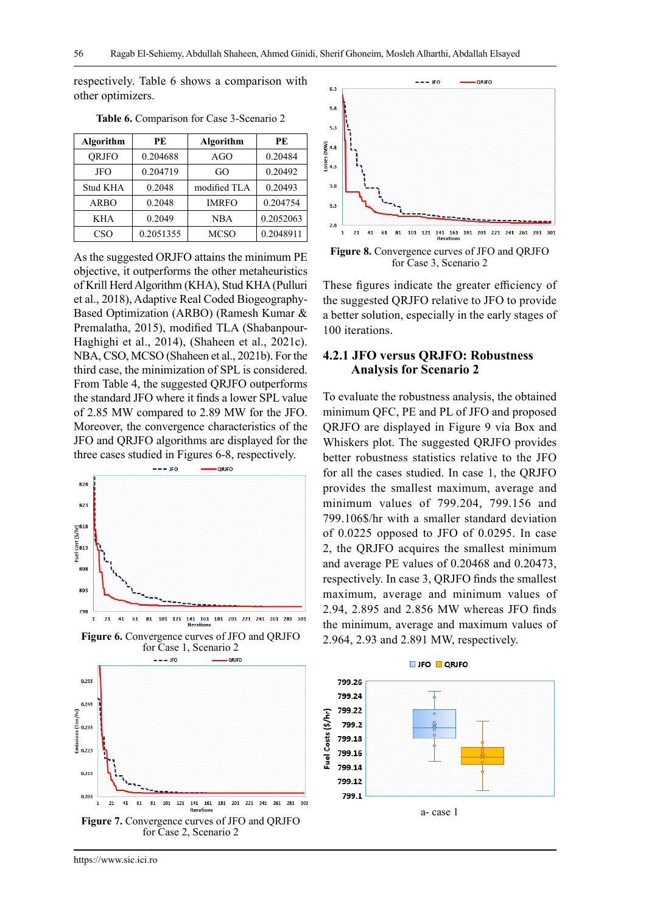respectively. Table 6 shows a comparison with other optimizers.

**Table 6.** Comparison for Case 3-Scenario 2

| Algorithm | PE | Algorithm | PE |
|---|---|---|---|
| QRJFO | 0.204688 | AGO | 0.20484 |
| JFO | 0.204719 | GO | 0.20492 |
| Stud KHA | 0.2048 | modified TLA | 0.20493 |
| ARBO | 0.2048 | IMRFO | 0.204754 |
| KHA | 0.2049 | NBA | 0.2052063 |
| CSO | 0.2051355 | MCSO | 0.2048911 |

As the suggested QRJFO attains the minimum PE objective, it outperforms the other metaheuristics of Krill Herd Algorithm (KHA), Stud KHA (Pulluri et al., 2018), Adaptive Real Coded Biogeography-Based Optimization (ARBO) (Ramesh Kumar & Premalatha, 2015), modified TLA (Shabanpour-Haghighi et al., 2014), (Shaheen et al., 2021c). NBA, CSO, MCSO (Shaheen et al., 2021b). For the third case, the minimization of SPL is considered. From Table 4, the suggested QRJFO outperforms the standard JFO where it finds a lower SPL value of 2.85 MW compared to 2.89 MW for the JFO. Moreover, the convergence characteristics of the JFO and QRJFO algorithms are displayed for the three cases studied in Figures 6-8, respectively.

JFO
QRJFO
Fuel Cost ($/hr)
828
823
818
813
808
803
798
1 21 41 61 81 101 121 141 161 181 201 221 241 261 281 301
Iterations

**Figure 6.** Convergence curves of JFO and QRJFO for Case 1, Scenario 2

JFO
QRJFO
Emissions (Ton/hr)
0.253
0.243
0.233
0.223
0.213
0.203
1 21 41 61 81 101 121 141 161 181 201 221 241 261 281 301
Iterations

**Figure 7.** Convergence curves of JFO and QRJFO for Case 2, Scenario 2

JFO
QRJFO
Losses (MW)
6.3
5.8
5.3
4.8
4.3
3.8
3.3
2.8
1 21 41 61 81 101 121 141 161 181 201 221 241 261 281 301
Iterations

**Figure 8.** Convergence curves of JFO and QRJFO for Case 3, Scenario 2

These figures indicate the greater efficiency of the suggested QRJFO relative to JFO to provide a better solution, especially in the early stages of 100 iterations.

### 4.2.1 JFO versus QRJFO: Robustness Analysis for Scenario 2

To evaluate the robustness analysis, the obtained minimum QFC, PE and PL of JFO and proposed QRJFO are displayed in Figure 9 via Box and Whiskers plot. The suggested QRJFO provides better robustness statistics relative to the JFO for all the cases studied. In case 1, the QRJFO provides the smallest maximum, average and minimum values of 799.204, 799.156 and 799.106$/hr with a smaller standard deviation of 0.0225 opposed to JFO of 0.0295. In case 2, the QRJFO acquires the smallest minimum and average PE values of 0.20468 and 0.20473, respectively. In case 3, QRJFO finds the smallest maximum, average and minimum values of 2.94, 2.895 and 2.856 MW whereas JFO finds the minimum, average and maximum values of 2.964, 2.93 and 2.891 MW, respectively.

JFO QRJFO
Fuel Costs ($/hr)
799.26
799.24
799.22
799.2
799.18
799.16
799.14
799.12
799.1

a- case 1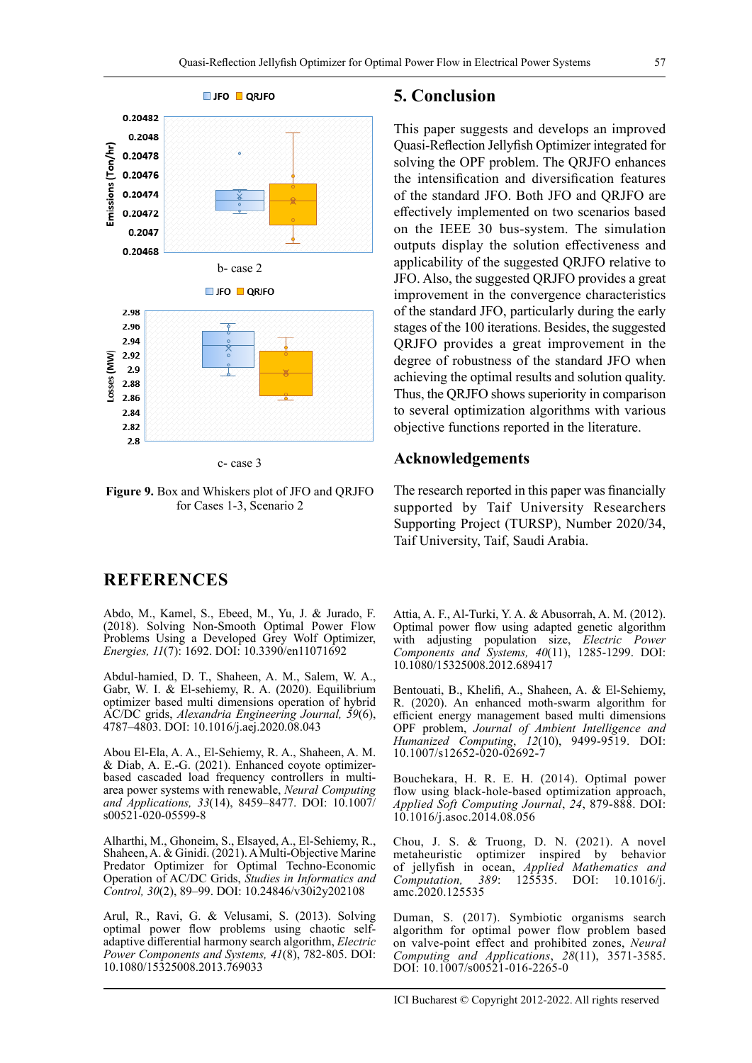JFO QRJFO

Emissions (Ton/hr)

0.20482
0.2048
0.20478
0.20476
0.20474
0.20472
0.2047
0.20468

b- case 2

JFO QRJFO

Losses (MW)

2.98
2.96
2.94
2.92
2.9
2.88
2.86
2.84
2.82
2.8

c- case 3

**Figure 9.** Box and Whiskers plot of JFO and QRJFO for Cases 1-3, Scenario 2

## 5. Conclusion

This paper suggests and develops an improved Quasi-Reflection Jellyfish Optimizer integrated for solving the OPF problem. The QRJFO enhances the intensification and diversification features of the standard JFO. Both JFO and QRJFO are effectively implemented on two scenarios based on the IEEE 30 bus-system. The simulation outputs display the solution effectiveness and applicability of the suggested QRJFO relative to JFO. Also, the suggested QRJFO provides a great improvement in the convergence characteristics of the standard JFO, particularly during the early stages of the 100 iterations. Besides, the suggested QRJFO provides a great improvement in the degree of robustness of the standard JFO when achieving the optimal results and solution quality. Thus, the QRJFO shows superiority in comparison to several optimization algorithms with various objective functions reported in the literature.

## Acknowledgements

The research reported in this paper was financially supported by Taif University Researchers Supporting Project (TURSP), Number 2020/34, Taif University, Taif, Saudi Arabia.

## REFERENCES

Abdo, M., Kamel, S., Ebeed, M., Yu, J. & Jurado, F. (2018). Solving Non-Smooth Optimal Power Flow Problems Using a Developed Grey Wolf Optimizer, *Energies, 11*(7): 1692. DOI: 10.3390/en11071692

Abdul-hamied, D. T., Shaheen, A. M., Salem, W. A., Gabr, W. I. & El-sehiemy, R. A. (2020). Equilibrium optimizer based multi dimensions operation of hybrid AC/DC grids, *Alexandria Engineering Journal, 59*(6), 4787–4803. DOI: 10.1016/j.aej.2020.08.043

Abou El-Ela, A. A., El-Sehiemy, R. A., Shaheen, A. M. & Diab, A. E.-G. (2021). Enhanced coyote optimizer-based cascaded load frequency controllers in multi-area power systems with renewable, *Neural Computing and Applications, 33*(14), 8459–8477. DOI: 10.1007/s00521-020-05599-8

Alharthi, M., Ghoneim, S., Elsayed, A., El-Sehiemy, R., Shaheen, A. & Ginidi. (2021). A Multi-Objective Marine Predator Optimizer for Optimal Techno-Economic Operation of AC/DC Grids, *Studies in Informatics and Control, 30*(2), 89–99. DOI: 10.24846/v30i2y202108

Arul, R., Ravi, G. & Velusami, S. (2013). Solving optimal power flow problems using chaotic self-adaptive differential harmony search algorithm, *Electric Power Components and Systems, 41*(8), 782-805. DOI: 10.1080/15325008.2013.769033

Attia, A. F., Al-Turki, Y. A. & Abusorrah, A. M. (2012). Optimal power flow using adapted genetic algorithm with adjusting population size, *Electric Power Components and Systems, 40*(11), 1285-1299. DOI: 10.1080/15325008.2012.689417

Bentouati, B., Khelifi, A., Shaheen, A. & El-Sehiemy, R. (2020). An enhanced moth-swarm algorithm for efficient energy management based multi dimensions OPF problem, *Journal of Ambient Intelligence and Humanized Computing*, *12*(10), 9499-9519. DOI: 10.1007/s12652-020-02692-7

Bouchekara, H. R. E. H. (2014). Optimal power flow using black-hole-based optimization approach, *Applied Soft Computing Journal*, *24*, 879-888. DOI: 10.1016/j.asoc.2014.08.056

Chou, J. S. & Truong, D. N. (2021). A novel metaheuristic optimizer inspired by behavior of jellyfish in ocean, *Applied Mathematics and Computation, 389*: 125535. DOI: 10.1016/j.amc.2020.125535

Duman, S. (2017). Symbiotic organisms search algorithm for optimal power flow problem based on valve-point effect and prohibited zones, *Neural Computing and Applications*, *28*(11), 3571-3585. DOI: 10.1007/s00521-016-2265-0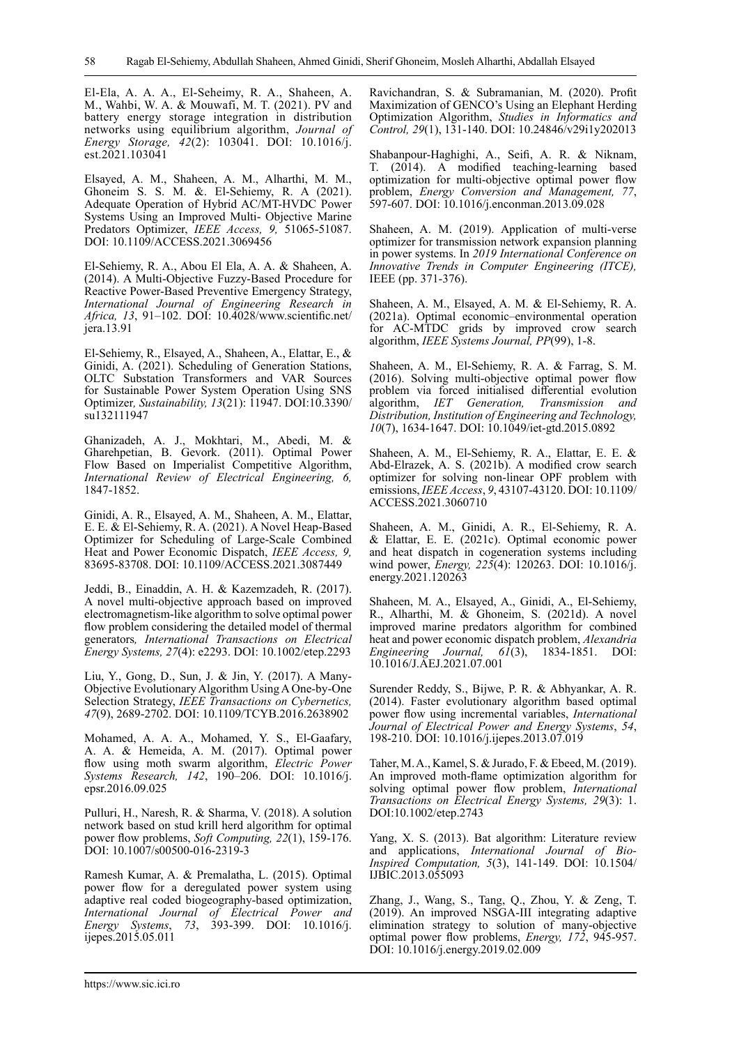El-Ela, A. A. A., El-Seheimy, R. A., Shaheen, A. M., Wahbi, W. A. & Mouwafi, M. T. (2021). PV and battery energy storage integration in distribution networks using equilibrium algorithm, *Journal of Energy Storage, 42*(2): 103041. DOI: 10.1016/j.est.2021.103041

Elsayed, A. M., Shaheen, A. M., Alharthi, M. M., Ghoneim S. S. M. &. El-Sehiemy, R. A (2021). Adequate Operation of Hybrid AC/MT-HVDC Power Systems Using an Improved Multi- Objective Marine Predators Optimizer, *IEEE Access, 9,* 51065-51087. DOI: 10.1109/ACCESS.2021.3069456

El-Sehiemy, R. A., Abou El Ela, A. A. & Shaheen, A. (2014). A Multi-Objective Fuzzy-Based Procedure for Reactive Power-Based Preventive Emergency Strategy, *International Journal of Engineering Research in Africa, 13*, 91–102. DOI: 10.4028/www.scientific.net/jera.13.91

El-Sehiemy, R., Elsayed, A., Shaheen, A., Elattar, E., & Ginidi, A. (2021). Scheduling of Generation Stations, OLTC Substation Transformers and VAR Sources for Sustainable Power System Operation Using SNS Optimizer*, Sustainability, 13*(21): 11947. DOI:10.3390/su132111947

Ghanizadeh, A. J., Mokhtari, M., Abedi, M. & Gharehpetian, B. Gevork. (2011). Optimal Power Flow Based on Imperialist Competitive Algorithm, *International Review of Electrical Engineering, 6,* 1847-1852.

Ginidi, A. R., Elsayed, A. M., Shaheen, A. M., Elattar, E. E. & El-Sehiemy, R. A. (2021). A Novel Heap-Based Optimizer for Scheduling of Large-Scale Combined Heat and Power Economic Dispatch, *IEEE Access, 9,* 83695-83708. DOI: 10.1109/ACCESS.2021.3087449

Jeddi, B., Einaddin, A. H. & Kazemzadeh, R. (2017). A novel multi-objective approach based on improved electromagnetism-like algorithm to solve optimal power flow problem considering the detailed model of thermal generators*, International Transactions on Electrical Energy Systems, 27*(4): e2293. DOI: 10.1002/etep.2293

Liu, Y., Gong, D., Sun, J. & Jin, Y. (2017). A Many-Objective Evolutionary Algorithm Using A One-by-One Selection Strategy, *IEEE Transactions on Cybernetics, 47*(9), 2689-2702. DOI: 10.1109/TCYB.2016.2638902

Mohamed, A. A. A., Mohamed, Y. S., El-Gaafary, A. A. & Hemeida, A. M. (2017). Optimal power flow using moth swarm algorithm, *Electric Power Systems Research, 142*, 190–206. DOI: 10.1016/j.epsr.2016.09.025

Pulluri, H., Naresh, R. & Sharma, V. (2018). A solution network based on stud krill herd algorithm for optimal power flow problems, *Soft Computing, 22*(1), 159-176. DOI: 10.1007/s00500-016-2319-3

Ramesh Kumar, A. & Premalatha, L. (2015). Optimal power flow for a deregulated power system using adaptive real coded biogeography-based optimization, *International Journal of Electrical Power and Energy Systems*, *73*, 393-399. DOI: 10.1016/j.ijepes.2015.05.011

Ravichandran, S. & Subramanian, M. (2020). Profit Maximization of GENCO's Using an Elephant Herding Optimization Algorithm, *Studies in Informatics and Control, 29*(1), 131-140. DOI: 10.24846/v29i1y202013

Shabanpour-Haghighi, A., Seifi, A. R. & Niknam, T. (2014). A modified teaching-learning based optimization for multi-objective optimal power flow problem, *Energy Conversion and Management, 77*, 597-607. DOI: 10.1016/j.enconman.2013.09.028

Shaheen, A. M. (2019). Application of multi-verse optimizer for transmission network expansion planning in power systems. In *2019 International Conference on Innovative Trends in Computer Engineering (ITCE),* IEEE (pp. 371-376).

Shaheen, A. M., Elsayed, A. M. & El-Sehiemy, R. A. (2021a). Optimal economic–environmental operation for AC-MTDC grids by improved crow search algorithm, *IEEE Systems Journal, PP*(99), 1-8.

Shaheen, A. M., El-Sehiemy, R. A. & Farrag, S. M. (2016). Solving multi-objective optimal power flow problem via forced initialised differential evolution algorithm, *IET Generation, Transmission and Distribution, Institution of Engineering and Technology, 10*(7), 1634-1647. DOI: 10.1049/iet-gtd.2015.0892

Shaheen, A. M., El-Sehiemy, R. A., Elattar, E. E. & Abd-Elrazek, A. S. (2021b). A modified crow search optimizer for solving non-linear OPF problem with emissions, *IEEE Access*, *9*, 43107-43120. DOI: 10.1109/ACCESS.2021.3060710

Shaheen, A. M., Ginidi, A. R., El-Sehiemy, R. A. & Elattar, E. E. (2021c). Optimal economic power and heat dispatch in cogeneration systems including wind power, *Energy, 225*(4): 120263. DOI: 10.1016/j.energy.2021.120263

Shaheen, M. A., Elsayed, A., Ginidi, A., El-Sehiemy, R., Alharthi, M. & Ghoneim, S. (2021d). A novel improved marine predators algorithm for combined heat and power economic dispatch problem, *Alexandria Engineering Journal, 61*(3), 1834-1851. DOI: 10.1016/J.AEJ.2021.07.001

Surender Reddy, S., Bijwe, P. R. & Abhyankar, A. R. (2014). Faster evolutionary algorithm based optimal power flow using incremental variables, *International Journal of Electrical Power and Energy Systems*, *54*, 198-210. DOI: 10.1016/j.ijepes.2013.07.019

Taher, M. A., Kamel, S. & Jurado, F. & Ebeed, M. (2019). An improved moth-flame optimization algorithm for solving optimal power flow problem, *International Transactions on Electrical Energy Systems, 29*(3): 1. DOI:10.1002/etep.2743

Yang, X. S. (2013). Bat algorithm: Literature review and applications, *International Journal of Bio-Inspired Computation, 5*(3), 141-149. DOI: 10.1504/IJBIC.2013.055093

Zhang, J., Wang, S., Tang, Q., Zhou, Y. & Zeng, T. (2019). An improved NSGA-III integrating adaptive elimination strategy to solution of many-objective optimal power flow problems, *Energy, 172*, 945-957. DOI: 10.1016/j.energy.2019.02.009